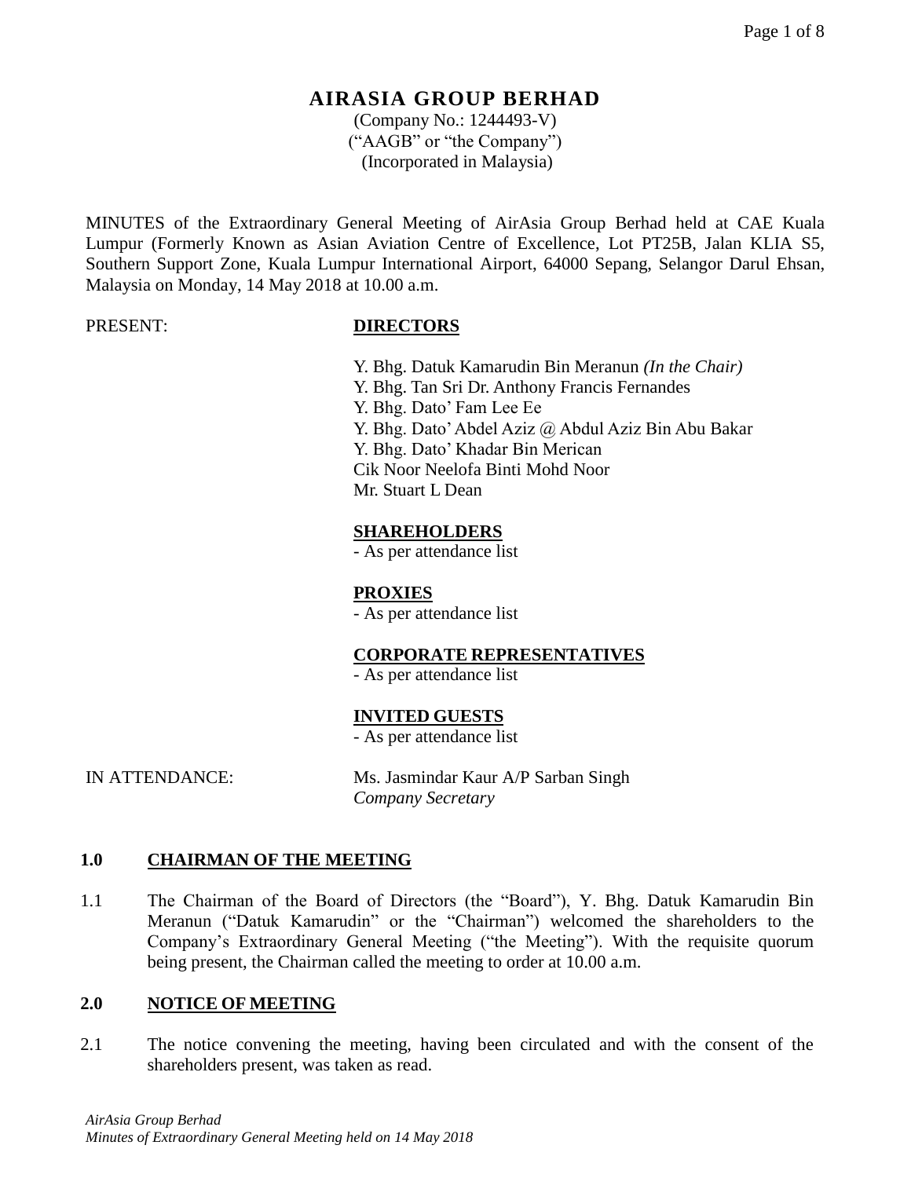# AIRASIA GROUP BERHAD

(Company No.: 1244493-V)
("AAGB" or "the Company")
(Incorporated in Malaysia)

MINUTES of the Extraordinary General Meeting of AirAsia Group Berhad held at CAE Kuala Lumpur (Formerly Known as Asian Aviation Centre of Excellence, Lot PT25B, Jalan KLIA S5, Southern Support Zone, Kuala Lumpur International Airport, 64000 Sepang, Selangor Darul Ehsan, Malaysia on Monday, 14 May 2018 at 10.00 a.m.

PRESENT:

**DIRECTORS**

Y. Bhg. Datuk Kamarudin Bin Meranun *(In the Chair)*
Y. Bhg. Tan Sri Dr. Anthony Francis Fernandes
Y. Bhg. Dato' Fam Lee Ee
Y. Bhg. Dato' Abdel Aziz @ Abdul Aziz Bin Abu Bakar
Y. Bhg. Dato' Khadar Bin Merican
Cik Noor Neelofa Binti Mohd Noor
Mr. Stuart L Dean

**SHAREHOLDERS**
- As per attendance list

**PROXIES**
- As per attendance list

**CORPORATE REPRESENTATIVES**
- As per attendance list

**INVITED GUESTS**
- As per attendance list

IN ATTENDANCE:

Ms. Jasmindar Kaur A/P Sarban Singh
*Company Secretary*

## 1.0 CHAIRMAN OF THE MEETING

1.1 The Chairman of the Board of Directors (the "Board"), Y. Bhg. Datuk Kamarudin Bin Meranun ("Datuk Kamarudin" or the "Chairman") welcomed the shareholders to the Company's Extraordinary General Meeting ("the Meeting"). With the requisite quorum being present, the Chairman called the meeting to order at 10.00 a.m.

## 2.0 NOTICE OF MEETING

2.1 The notice convening the meeting, having been circulated and with the consent of the shareholders present, was taken as read.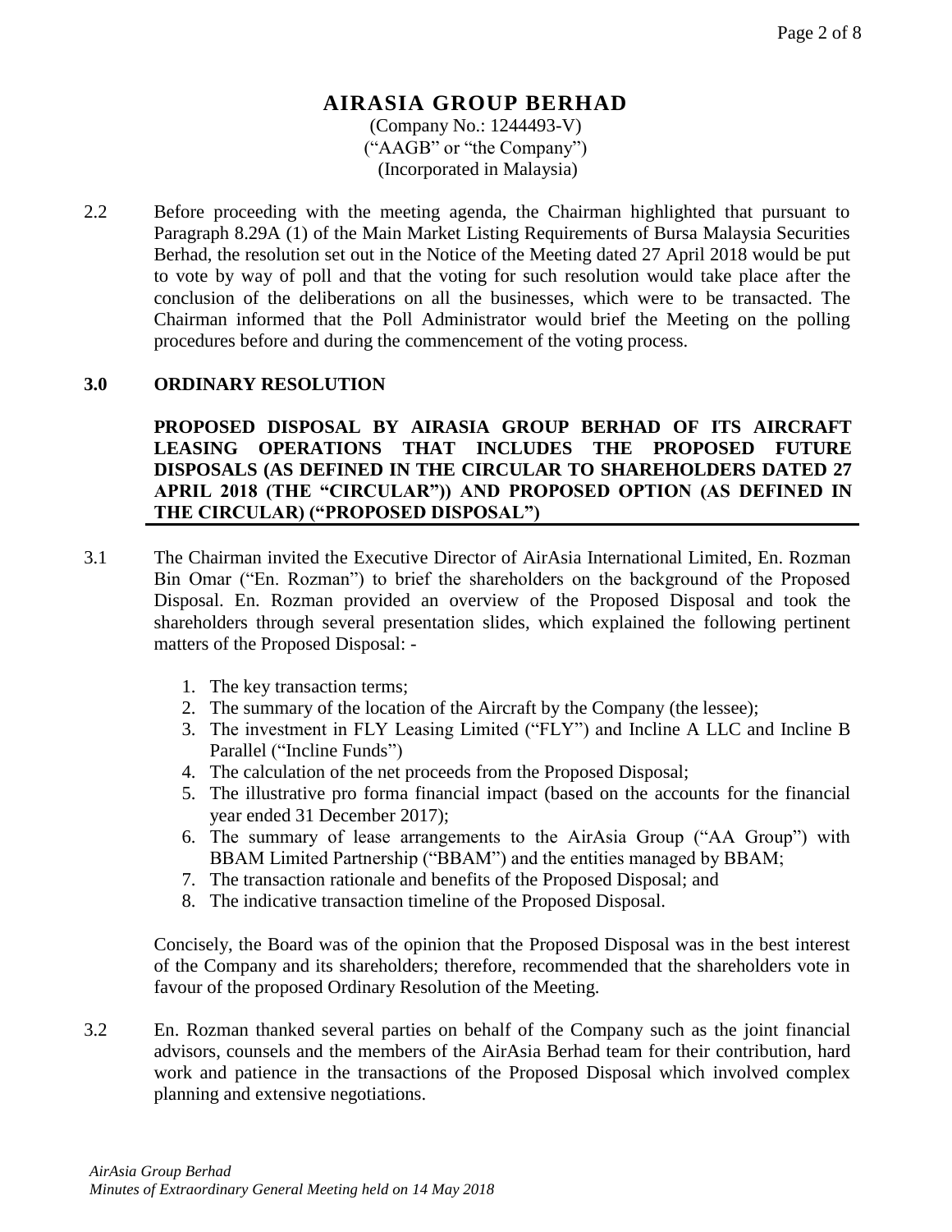# AIRASIA GROUP BERHAD

(Company No.: 1244493-V)
("AAGB" or "the Company")
(Incorporated in Malaysia)

2.2 Before proceeding with the meeting agenda, the Chairman highlighted that pursuant to Paragraph 8.29A (1) of the Main Market Listing Requirements of Bursa Malaysia Securities Berhad, the resolution set out in the Notice of the Meeting dated 27 April 2018 would be put to vote by way of poll and that the voting for such resolution would take place after the conclusion of the deliberations on all the businesses, which were to be transacted. The Chairman informed that the Poll Administrator would brief the Meeting on the polling procedures before and during the commencement of the voting process.

## 3.0 ORDINARY RESOLUTION

**PROPOSED DISPOSAL BY AIRASIA GROUP BERHAD OF ITS AIRCRAFT LEASING OPERATIONS THAT INCLUDES THE PROPOSED FUTURE DISPOSALS (AS DEFINED IN THE CIRCULAR TO SHAREHOLDERS DATED 27 APRIL 2018 (THE "CIRCULAR")) AND PROPOSED OPTION (AS DEFINED IN THE CIRCULAR) ("PROPOSED DISPOSAL")**

3.1 The Chairman invited the Executive Director of AirAsia International Limited, En. Rozman Bin Omar ("En. Rozman") to brief the shareholders on the background of the Proposed Disposal. En. Rozman provided an overview of the Proposed Disposal and took the shareholders through several presentation slides, which explained the following pertinent matters of the Proposed Disposal: -

1. The key transaction terms;
2. The summary of the location of the Aircraft by the Company (the lessee);
3. The investment in FLY Leasing Limited ("FLY") and Incline A LLC and Incline B Parallel ("Incline Funds")
4. The calculation of the net proceeds from the Proposed Disposal;
5. The illustrative pro forma financial impact (based on the accounts for the financial year ended 31 December 2017);
6. The summary of lease arrangements to the AirAsia Group ("AA Group") with BBAM Limited Partnership ("BBAM") and the entities managed by BBAM;
7. The transaction rationale and benefits of the Proposed Disposal; and
8. The indicative transaction timeline of the Proposed Disposal.

Concisely, the Board was of the opinion that the Proposed Disposal was in the best interest of the Company and its shareholders; therefore, recommended that the shareholders vote in favour of the proposed Ordinary Resolution of the Meeting.

3.2 En. Rozman thanked several parties on behalf of the Company such as the joint financial advisors, counsels and the members of the AirAsia Berhad team for their contribution, hard work and patience in the transactions of the Proposed Disposal which involved complex planning and extensive negotiations.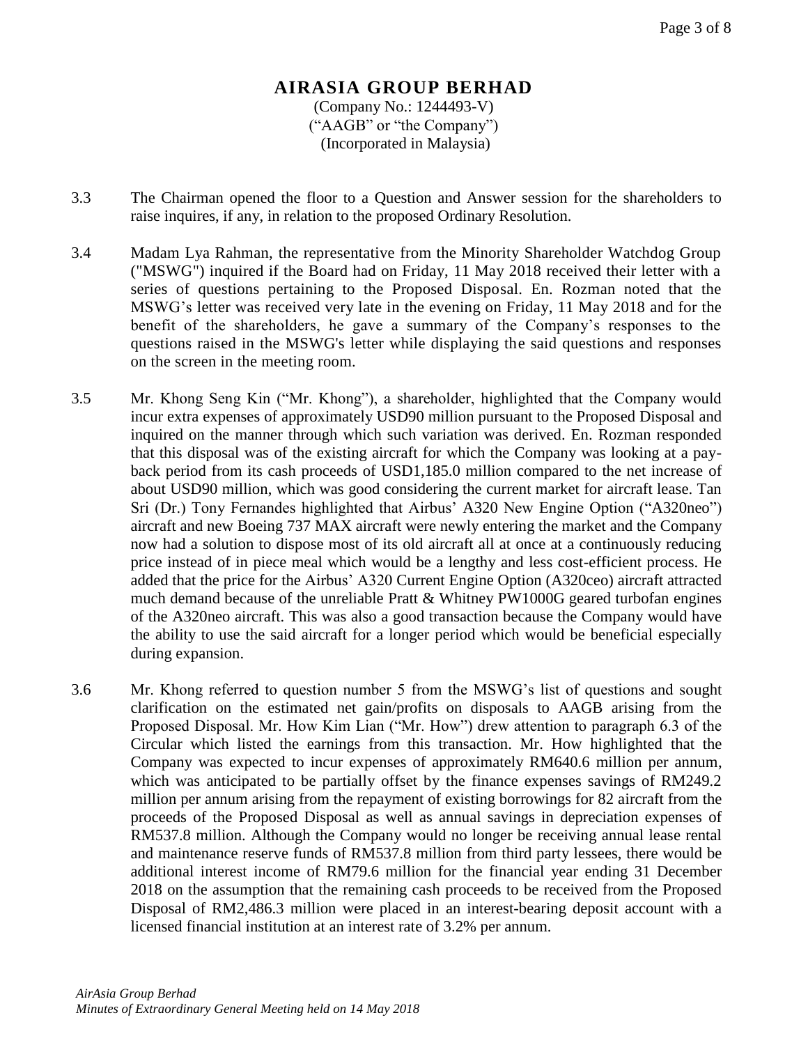# AIRASIA GROUP BERHAD

(Company No.: 1244493-V)
("AAGB" or "the Company")
(Incorporated in Malaysia)

3.3 The Chairman opened the floor to a Question and Answer session for the shareholders to raise inquires, if any, in relation to the proposed Ordinary Resolution.

3.4 Madam Lya Rahman, the representative from the Minority Shareholder Watchdog Group ("MSWG") inquired if the Board had on Friday, 11 May 2018 received their letter with a series of questions pertaining to the Proposed Disposal. En. Rozman noted that the MSWG's letter was received very late in the evening on Friday, 11 May 2018 and for the benefit of the shareholders, he gave a summary of the Company's responses to the questions raised in the MSWG's letter while displaying the said questions and responses on the screen in the meeting room.

3.5 Mr. Khong Seng Kin ("Mr. Khong"), a shareholder, highlighted that the Company would incur extra expenses of approximately USD90 million pursuant to the Proposed Disposal and inquired on the manner through which such variation was derived. En. Rozman responded that this disposal was of the existing aircraft for which the Company was looking at a pay-back period from its cash proceeds of USD1,185.0 million compared to the net increase of about USD90 million, which was good considering the current market for aircraft lease. Tan Sri (Dr.) Tony Fernandes highlighted that Airbus' A320 New Engine Option ("A320neo") aircraft and new Boeing 737 MAX aircraft were newly entering the market and the Company now had a solution to dispose most of its old aircraft all at once at a continuously reducing price instead of in piece meal which would be a lengthy and less cost-efficient process. He added that the price for the Airbus' A320 Current Engine Option (A320ceo) aircraft attracted much demand because of the unreliable Pratt & Whitney PW1000G geared turbofan engines of the A320neo aircraft. This was also a good transaction because the Company would have the ability to use the said aircraft for a longer period which would be beneficial especially during expansion.

3.6 Mr. Khong referred to question number 5 from the MSWG's list of questions and sought clarification on the estimated net gain/profits on disposals to AAGB arising from the Proposed Disposal. Mr. How Kim Lian ("Mr. How") drew attention to paragraph 6.3 of the Circular which listed the earnings from this transaction. Mr. How highlighted that the Company was expected to incur expenses of approximately RM640.6 million per annum, which was anticipated to be partially offset by the finance expenses savings of RM249.2 million per annum arising from the repayment of existing borrowings for 82 aircraft from the proceeds of the Proposed Disposal as well as annual savings in depreciation expenses of RM537.8 million. Although the Company would no longer be receiving annual lease rental and maintenance reserve funds of RM537.8 million from third party lessees, there would be additional interest income of RM79.6 million for the financial year ending 31 December 2018 on the assumption that the remaining cash proceeds to be received from the Proposed Disposal of RM2,486.3 million were placed in an interest-bearing deposit account with a licensed financial institution at an interest rate of 3.2% per annum.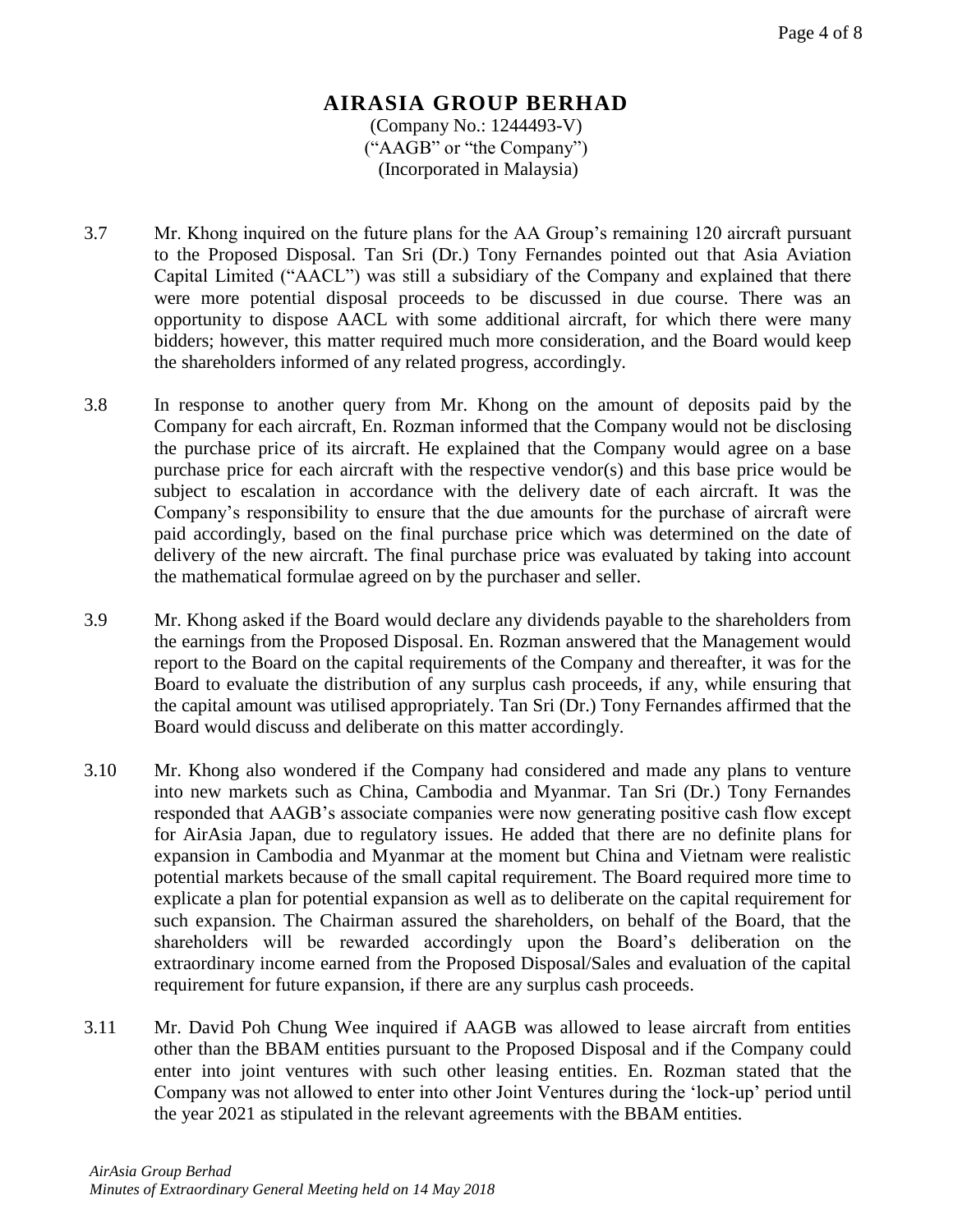# AIRASIA GROUP BERHAD

(Company No.: 1244493-V)
("AAGB" or "the Company")
(Incorporated in Malaysia)

3.7 Mr. Khong inquired on the future plans for the AA Group's remaining 120 aircraft pursuant to the Proposed Disposal. Tan Sri (Dr.) Tony Fernandes pointed out that Asia Aviation Capital Limited ("AACL") was still a subsidiary of the Company and explained that there were more potential disposal proceeds to be discussed in due course. There was an opportunity to dispose AACL with some additional aircraft, for which there were many bidders; however, this matter required much more consideration, and the Board would keep the shareholders informed of any related progress, accordingly.

3.8 In response to another query from Mr. Khong on the amount of deposits paid by the Company for each aircraft, En. Rozman informed that the Company would not be disclosing the purchase price of its aircraft. He explained that the Company would agree on a base purchase price for each aircraft with the respective vendor(s) and this base price would be subject to escalation in accordance with the delivery date of each aircraft. It was the Company's responsibility to ensure that the due amounts for the purchase of aircraft were paid accordingly, based on the final purchase price which was determined on the date of delivery of the new aircraft. The final purchase price was evaluated by taking into account the mathematical formulae agreed on by the purchaser and seller.

3.9 Mr. Khong asked if the Board would declare any dividends payable to the shareholders from the earnings from the Proposed Disposal. En. Rozman answered that the Management would report to the Board on the capital requirements of the Company and thereafter, it was for the Board to evaluate the distribution of any surplus cash proceeds, if any, while ensuring that the capital amount was utilised appropriately. Tan Sri (Dr.) Tony Fernandes affirmed that the Board would discuss and deliberate on this matter accordingly.

3.10 Mr. Khong also wondered if the Company had considered and made any plans to venture into new markets such as China, Cambodia and Myanmar. Tan Sri (Dr.) Tony Fernandes responded that AAGB's associate companies were now generating positive cash flow except for AirAsia Japan, due to regulatory issues. He added that there are no definite plans for expansion in Cambodia and Myanmar at the moment but China and Vietnam were realistic potential markets because of the small capital requirement. The Board required more time to explicate a plan for potential expansion as well as to deliberate on the capital requirement for such expansion. The Chairman assured the shareholders, on behalf of the Board, that the shareholders will be rewarded accordingly upon the Board's deliberation on the extraordinary income earned from the Proposed Disposal/Sales and evaluation of the capital requirement for future expansion, if there are any surplus cash proceeds.

3.11 Mr. David Poh Chung Wee inquired if AAGB was allowed to lease aircraft from entities other than the BBAM entities pursuant to the Proposed Disposal and if the Company could enter into joint ventures with such other leasing entities. En. Rozman stated that the Company was not allowed to enter into other Joint Ventures during the 'lock-up' period until the year 2021 as stipulated in the relevant agreements with the BBAM entities.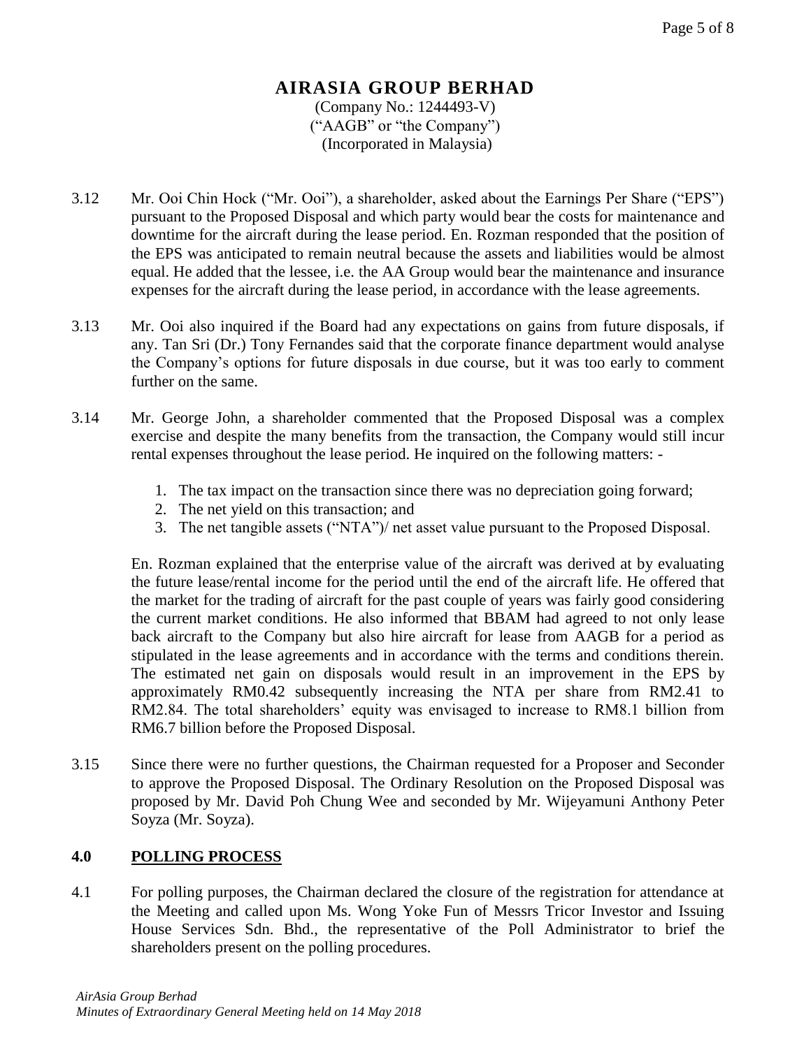# AIRASIA GROUP BERHAD

(Company No.: 1244493-V)
("AAGB" or "the Company")
(Incorporated in Malaysia)

3.12 Mr. Ooi Chin Hock ("Mr. Ooi"), a shareholder, asked about the Earnings Per Share ("EPS") pursuant to the Proposed Disposal and which party would bear the costs for maintenance and downtime for the aircraft during the lease period. En. Rozman responded that the position of the EPS was anticipated to remain neutral because the assets and liabilities would be almost equal. He added that the lessee, i.e. the AA Group would bear the maintenance and insurance expenses for the aircraft during the lease period, in accordance with the lease agreements.

3.13 Mr. Ooi also inquired if the Board had any expectations on gains from future disposals, if any. Tan Sri (Dr.) Tony Fernandes said that the corporate finance department would analyse the Company's options for future disposals in due course, but it was too early to comment further on the same.

3.14 Mr. George John, a shareholder commented that the Proposed Disposal was a complex exercise and despite the many benefits from the transaction, the Company would still incur rental expenses throughout the lease period. He inquired on the following matters: -

1. The tax impact on the transaction since there was no depreciation going forward;
2. The net yield on this transaction; and
3. The net tangible assets ("NTA")/ net asset value pursuant to the Proposed Disposal.

En. Rozman explained that the enterprise value of the aircraft was derived at by evaluating the future lease/rental income for the period until the end of the aircraft life. He offered that the market for the trading of aircraft for the past couple of years was fairly good considering the current market conditions. He also informed that BBAM had agreed to not only lease back aircraft to the Company but also hire aircraft for lease from AAGB for a period as stipulated in the lease agreements and in accordance with the terms and conditions therein. The estimated net gain on disposals would result in an improvement in the EPS by approximately RM0.42 subsequently increasing the NTA per share from RM2.41 to RM2.84. The total shareholders' equity was envisaged to increase to RM8.1 billion from RM6.7 billion before the Proposed Disposal.

3.15 Since there were no further questions, the Chairman requested for a Proposer and Seconder to approve the Proposed Disposal. The Ordinary Resolution on the Proposed Disposal was proposed by Mr. David Poh Chung Wee and seconded by Mr. Wijeyamuni Anthony Peter Soyza (Mr. Soyza).

## 4.0 POLLING PROCESS

4.1 For polling purposes, the Chairman declared the closure of the registration for attendance at the Meeting and called upon Ms. Wong Yoke Fun of Messrs Tricor Investor and Issuing House Services Sdn. Bhd., the representative of the Poll Administrator to brief the shareholders present on the polling procedures.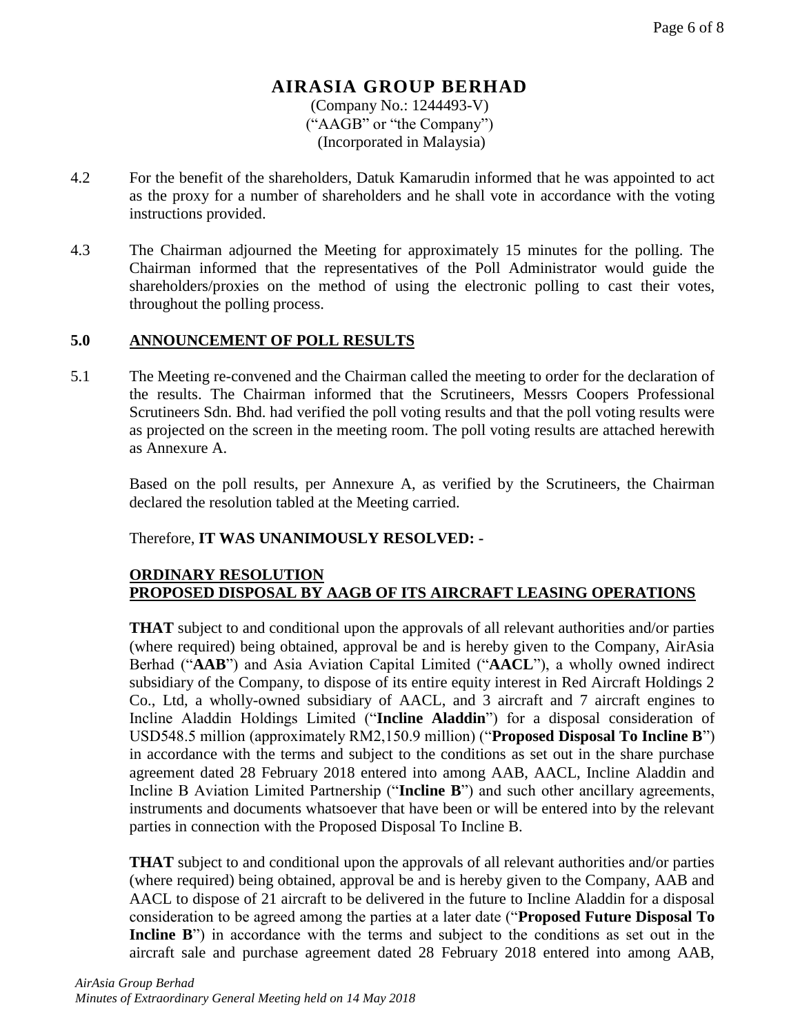# AIRASIA GROUP BERHAD

(Company No.: 1244493-V)
("AAGB" or "the Company")
(Incorporated in Malaysia)

4.2 For the benefit of the shareholders, Datuk Kamarudin informed that he was appointed to act as the proxy for a number of shareholders and he shall vote in accordance with the voting instructions provided.

4.3 The Chairman adjourned the Meeting for approximately 15 minutes for the polling. The Chairman informed that the representatives of the Poll Administrator would guide the shareholders/proxies on the method of using the electronic polling to cast their votes, throughout the polling process.

## 5.0 ANNOUNCEMENT OF POLL RESULTS

5.1 The Meeting re-convened and the Chairman called the meeting to order for the declaration of the results. The Chairman informed that the Scrutineers, Messrs Coopers Professional Scrutineers Sdn. Bhd. had verified the poll voting results and that the poll voting results were as projected on the screen in the meeting room. The poll voting results are attached herewith as Annexure A.

Based on the poll results, per Annexure A, as verified by the Scrutineers, the Chairman declared the resolution tabled at the Meeting carried.

Therefore, **IT WAS UNANIMOUSLY RESOLVED: -**

**ORDINARY RESOLUTION**
**PROPOSED DISPOSAL BY AAGB OF ITS AIRCRAFT LEASING OPERATIONS**

**THAT** subject to and conditional upon the approvals of all relevant authorities and/or parties (where required) being obtained, approval be and is hereby given to the Company, AirAsia Berhad ("**AAB**") and Asia Aviation Capital Limited ("**AACL**"), a wholly owned indirect subsidiary of the Company, to dispose of its entire equity interest in Red Aircraft Holdings 2 Co., Ltd, a wholly-owned subsidiary of AACL, and 3 aircraft and 7 aircraft engines to Incline Aladdin Holdings Limited ("**Incline Aladdin**") for a disposal consideration of USD548.5 million (approximately RM2,150.9 million) ("**Proposed Disposal To Incline B**") in accordance with the terms and subject to the conditions as set out in the share purchase agreement dated 28 February 2018 entered into among AAB, AACL, Incline Aladdin and Incline B Aviation Limited Partnership ("**Incline B**") and such other ancillary agreements, instruments and documents whatsoever that have been or will be entered into by the relevant parties in connection with the Proposed Disposal To Incline B.

**THAT** subject to and conditional upon the approvals of all relevant authorities and/or parties (where required) being obtained, approval be and is hereby given to the Company, AAB and AACL to dispose of 21 aircraft to be delivered in the future to Incline Aladdin for a disposal consideration to be agreed among the parties at a later date ("**Proposed Future Disposal To Incline B**") in accordance with the terms and subject to the conditions as set out in the aircraft sale and purchase agreement dated 28 February 2018 entered into among AAB,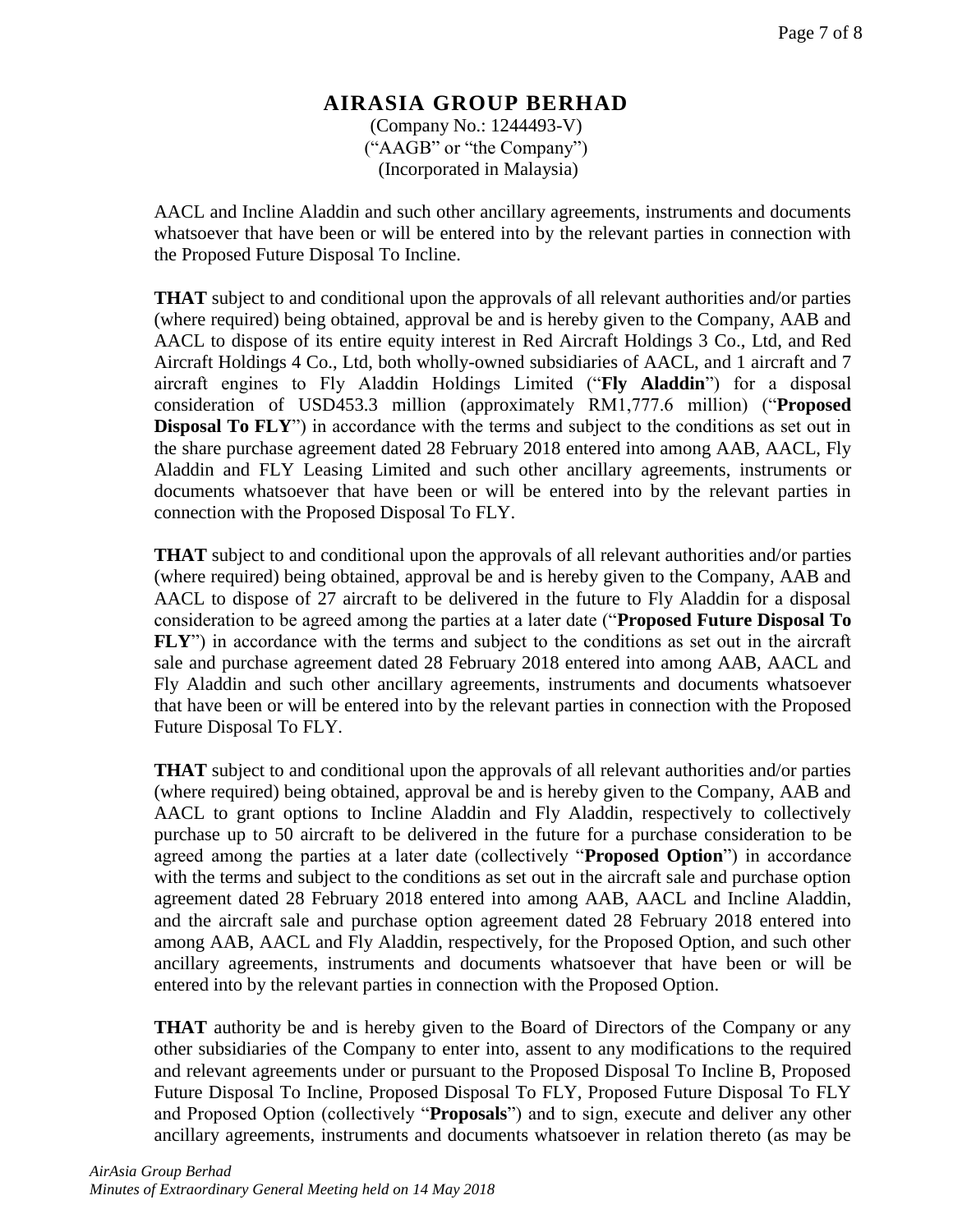# AIRASIA GROUP BERHAD

(Company No.: 1244493-V)
("AAGB" or "the Company")
(Incorporated in Malaysia)

AACL and Incline Aladdin and such other ancillary agreements, instruments and documents whatsoever that have been or will be entered into by the relevant parties in connection with the Proposed Future Disposal To Incline.

**THAT** subject to and conditional upon the approvals of all relevant authorities and/or parties (where required) being obtained, approval be and is hereby given to the Company, AAB and AACL to dispose of its entire equity interest in Red Aircraft Holdings 3 Co., Ltd, and Red Aircraft Holdings 4 Co., Ltd, both wholly-owned subsidiaries of AACL, and 1 aircraft and 7 aircraft engines to Fly Aladdin Holdings Limited ("**Fly Aladdin**") for a disposal consideration of USD453.3 million (approximately RM1,777.6 million) ("**Proposed Disposal To FLY**") in accordance with the terms and subject to the conditions as set out in the share purchase agreement dated 28 February 2018 entered into among AAB, AACL, Fly Aladdin and FLY Leasing Limited and such other ancillary agreements, instruments or documents whatsoever that have been or will be entered into by the relevant parties in connection with the Proposed Disposal To FLY.

**THAT** subject to and conditional upon the approvals of all relevant authorities and/or parties (where required) being obtained, approval be and is hereby given to the Company, AAB and AACL to dispose of 27 aircraft to be delivered in the future to Fly Aladdin for a disposal consideration to be agreed among the parties at a later date ("**Proposed Future Disposal To FLY**") in accordance with the terms and subject to the conditions as set out in the aircraft sale and purchase agreement dated 28 February 2018 entered into among AAB, AACL and Fly Aladdin and such other ancillary agreements, instruments and documents whatsoever that have been or will be entered into by the relevant parties in connection with the Proposed Future Disposal To FLY.

**THAT** subject to and conditional upon the approvals of all relevant authorities and/or parties (where required) being obtained, approval be and is hereby given to the Company, AAB and AACL to grant options to Incline Aladdin and Fly Aladdin, respectively to collectively purchase up to 50 aircraft to be delivered in the future for a purchase consideration to be agreed among the parties at a later date (collectively "**Proposed Option**") in accordance with the terms and subject to the conditions as set out in the aircraft sale and purchase option agreement dated 28 February 2018 entered into among AAB, AACL and Incline Aladdin, and the aircraft sale and purchase option agreement dated 28 February 2018 entered into among AAB, AACL and Fly Aladdin, respectively, for the Proposed Option, and such other ancillary agreements, instruments and documents whatsoever that have been or will be entered into by the relevant parties in connection with the Proposed Option.

**THAT** authority be and is hereby given to the Board of Directors of the Company or any other subsidiaries of the Company to enter into, assent to any modifications to the required and relevant agreements under or pursuant to the Proposed Disposal To Incline B, Proposed Future Disposal To Incline, Proposed Disposal To FLY, Proposed Future Disposal To FLY and Proposed Option (collectively "**Proposals**") and to sign, execute and deliver any other ancillary agreements, instruments and documents whatsoever in relation thereto (as may be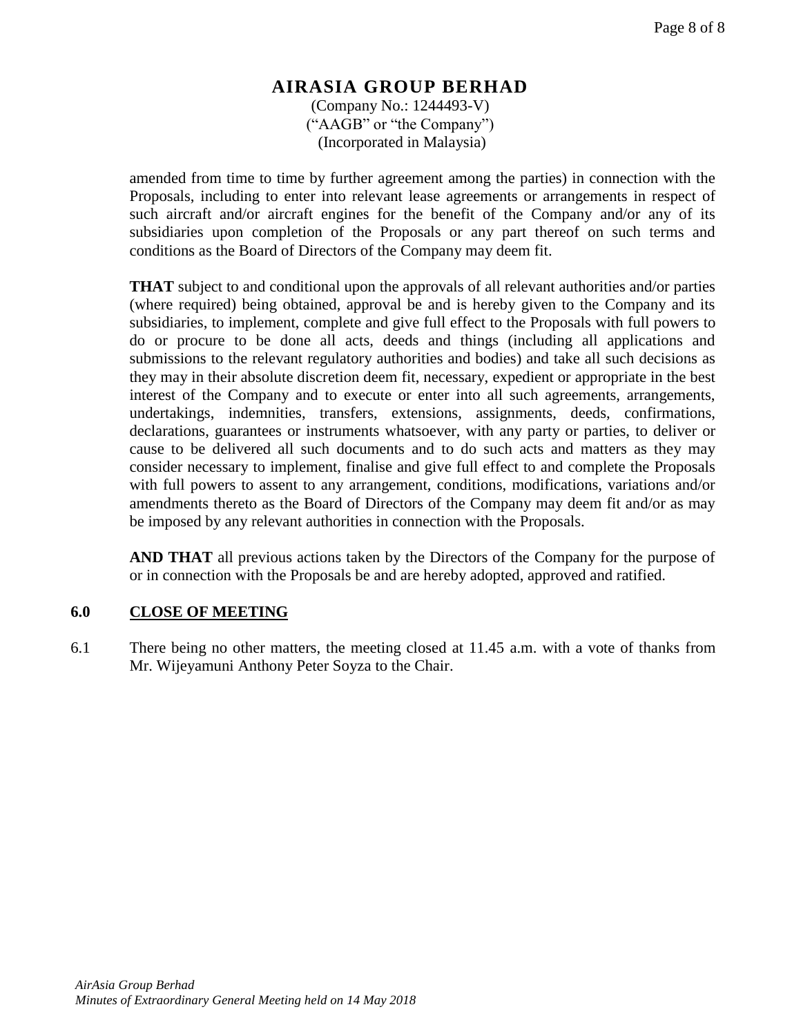amended from time to time by further agreement among the parties) in connection with the Proposals, including to enter into relevant lease agreements or arrangements in respect of such aircraft and/or aircraft engines for the benefit of the Company and/or any of its subsidiaries upon completion of the Proposals or any part thereof on such terms and conditions as the Board of Directors of the Company may deem fit.

**THAT** subject to and conditional upon the approvals of all relevant authorities and/or parties (where required) being obtained, approval be and is hereby given to the Company and its subsidiaries, to implement, complete and give full effect to the Proposals with full powers to do or procure to be done all acts, deeds and things (including all applications and submissions to the relevant regulatory authorities and bodies) and take all such decisions as they may in their absolute discretion deem fit, necessary, expedient or appropriate in the best interest of the Company and to execute or enter into all such agreements, arrangements, undertakings, indemnities, transfers, extensions, assignments, deeds, confirmations, declarations, guarantees or instruments whatsoever, with any party or parties, to deliver or cause to be delivered all such documents and to do such acts and matters as they may consider necessary to implement, finalise and give full effect to and complete the Proposals with full powers to assent to any arrangement, conditions, modifications, variations and/or amendments thereto as the Board of Directors of the Company may deem fit and/or as may be imposed by any relevant authorities in connection with the Proposals.

**AND THAT** all previous actions taken by the Directors of the Company for the purpose of or in connection with the Proposals be and are hereby adopted, approved and ratified.

## 6.0 CLOSE OF MEETING

6.1 There being no other matters, the meeting closed at 11.45 a.m. with a vote of thanks from Mr. Wijeyamuni Anthony Peter Soyza to the Chair.